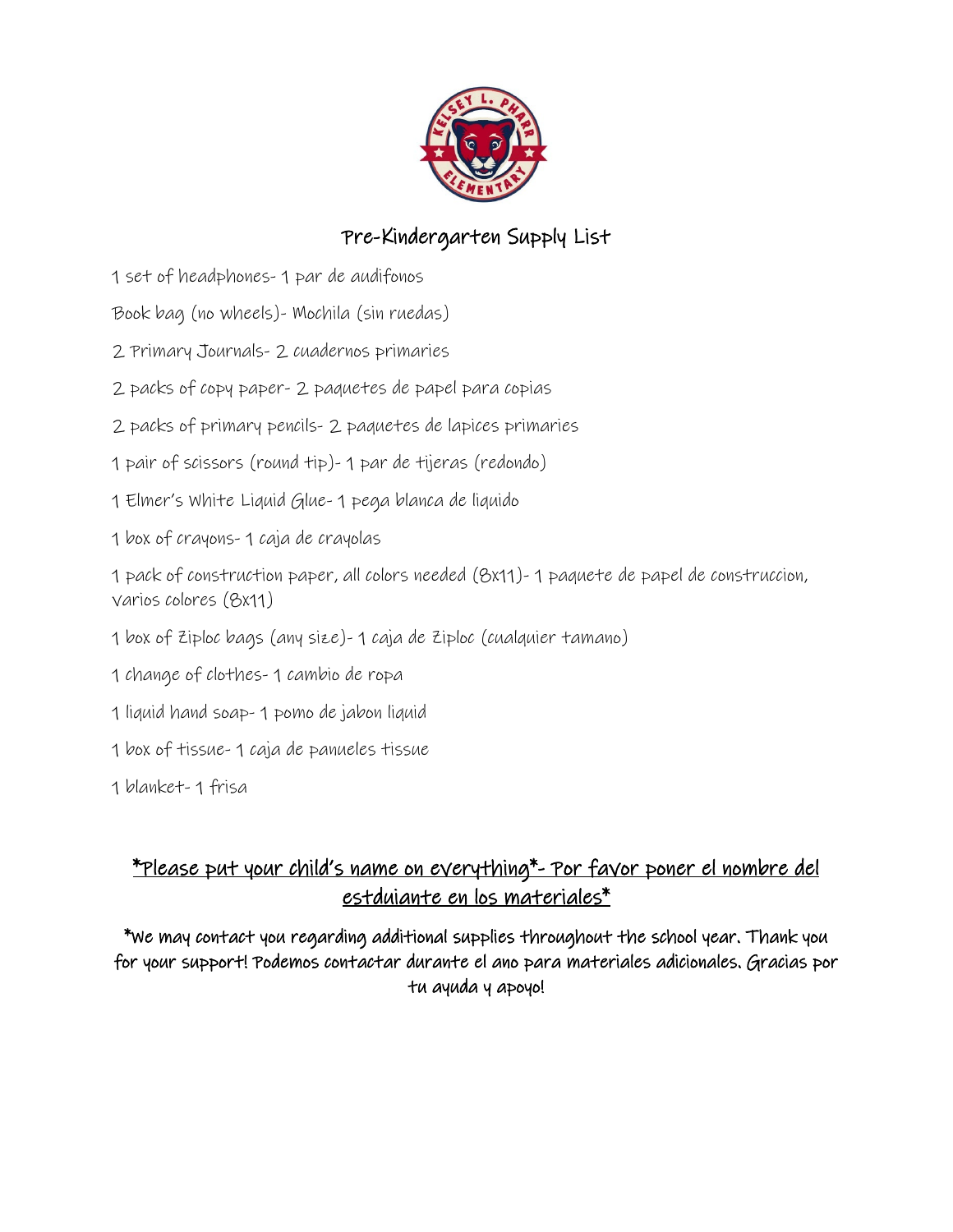# Pre-Kindergarten Supply List

1 set of headphones- 1 par de audifonos

Book bag (no wheels)- Mochila (sin ruedas)

2 Primary Journals- 2 cuadernos primaries

2 packs of copy paper- 2 paquetes de papel para copias

2 packs of primary pencils- 2 paquetes de lapices primaries

1 pair of scissors (round tip)- 1 par de tijeras (redondo)

1 Elmer's White Liquid Glue- 1 pega blanca de liquido

1 box of crayons- 1 caja de crayolas

1 pack of construction paper, all colors needed (8x11)- 1 paquete de papel de construccion, varios colores (8x11)

1 box of Ziploc bags (any size)- 1 caja de Ziploc (cualquier tamano)

1 change of clothes- 1 cambio de ropa

1 liquid hand soap- 1 pomo de jabon liquid

1 box of tissue- 1 caja de panueles tissue

1 blanket- 1 frisa

<u>*Please put your child's name on everything*- Por favor poner el nombre del estduiante en los materiales*</u>

**\*We may contact you regarding additional supplies throughout the school year. Thank you for your support! Podemos contactar durante el ano para materiales adicionales. Gracias por tu ayuda y apoyo!**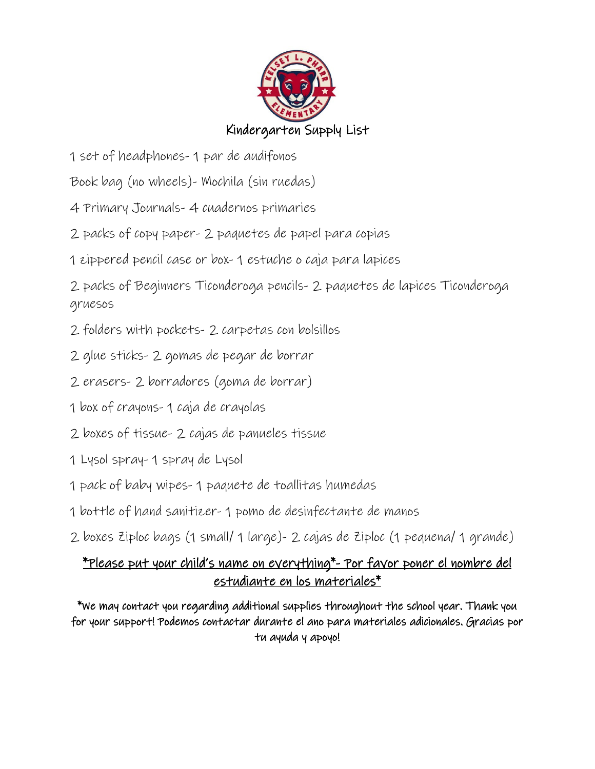## Kindergarten Supply List

1 set of headphones- 1 par de audifonos

Book bag (no wheels)- Mochila (sin ruedas)

4 Primary Journals- 4 cuadernos primaries

2 packs of copy paper- 2 paquetes de papel para copias

1 zippered pencil case or box- 1 estuche o caja para lapices

2 packs of Beginners Ticonderoga pencils- 2 paquetes de lapices Ticonderoga gruesos

2 folders with pockets- 2 carpetas con bolsillos

2 glue sticks- 2 gomas de pegar de borrar

2 erasers- 2 borradores (goma de borrar)

1 box of crayons- 1 caja de crayolas

2 boxes of tissue- 2 cajas de panueles tissue

1 Lysol spray- 1 spray de Lysol

1 pack of baby wipes- 1 paquete de toallitas humedas

1 bottle of hand sanitizer- 1 pomo de desinfectante de manos

2 boxes Ziploc bags (1 small/ 1 large)- 2 cajas de Ziploc (1 pequena/ 1 grande)

<u>*Please put your child's name on everything*- Por favor poner el nombre del estudiante en los materiales*</u>

*We may contact you regarding additional supplies throughout the school year. Thank you for your support! Podemos contactar durante el ano para materiales adicionales. Gracias por tu ayuda y apoyo!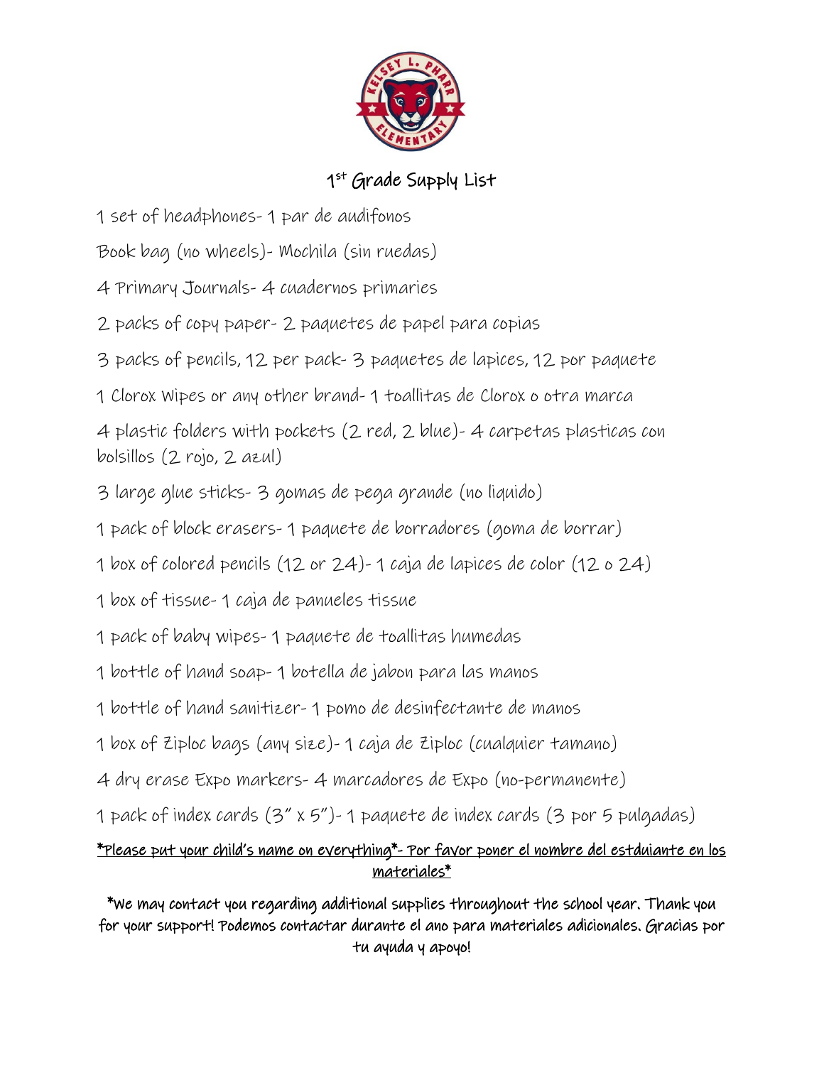# 1st Grade Supply List

1 set of headphones- 1 par de audifonos

Book bag (no wheels)- Mochila (sin ruedas)

4 Primary Journals- 4 cuadernos primaries

2 packs of copy paper- 2 paquetes de papel para copias

3 packs of pencils, 12 per pack- 3 paquetes de lapices, 12 por paquete

1 Clorox Wipes or any other brand- 1 toallitas de Clorox o otra marca

4 plastic folders with pockets (2 red, 2 blue)- 4 carpetas plasticas con bolsillos (2 rojo, 2 azul)

3 large glue sticks- 3 gomas de pega grande (no liquido)

1 pack of block erasers- 1 paquete de borradores (goma de borrar)

1 box of colored pencils (12 or 24)- 1 caja de lapices de color (12 o 24)

1 box of tissue- 1 caja de panueles tissue

1 pack of baby wipes- 1 paquete de toallitas humedas

1 bottle of hand soap- 1 botella de jabon para las manos

1 bottle of hand sanitizer- 1 pomo de desinfectante de manos

1 box of Ziploc bags (any size)- 1 caja de Ziploc (cualquier tamano)

4 dry erase Expo markers- 4 marcadores de Expo (no-permanente)

1 pack of index cards (3" x 5")- 1 paquete de index cards (3 por 5 pulgadas)

*Please put your child's name on everything*- Por favor poner el nombre del estduiante en los materiales*

*We may contact you regarding additional supplies throughout the school year. Thank you for your support! Podemos contactar durante el ano para materiales adicionales. Gracias por tu ayuda y apoyo!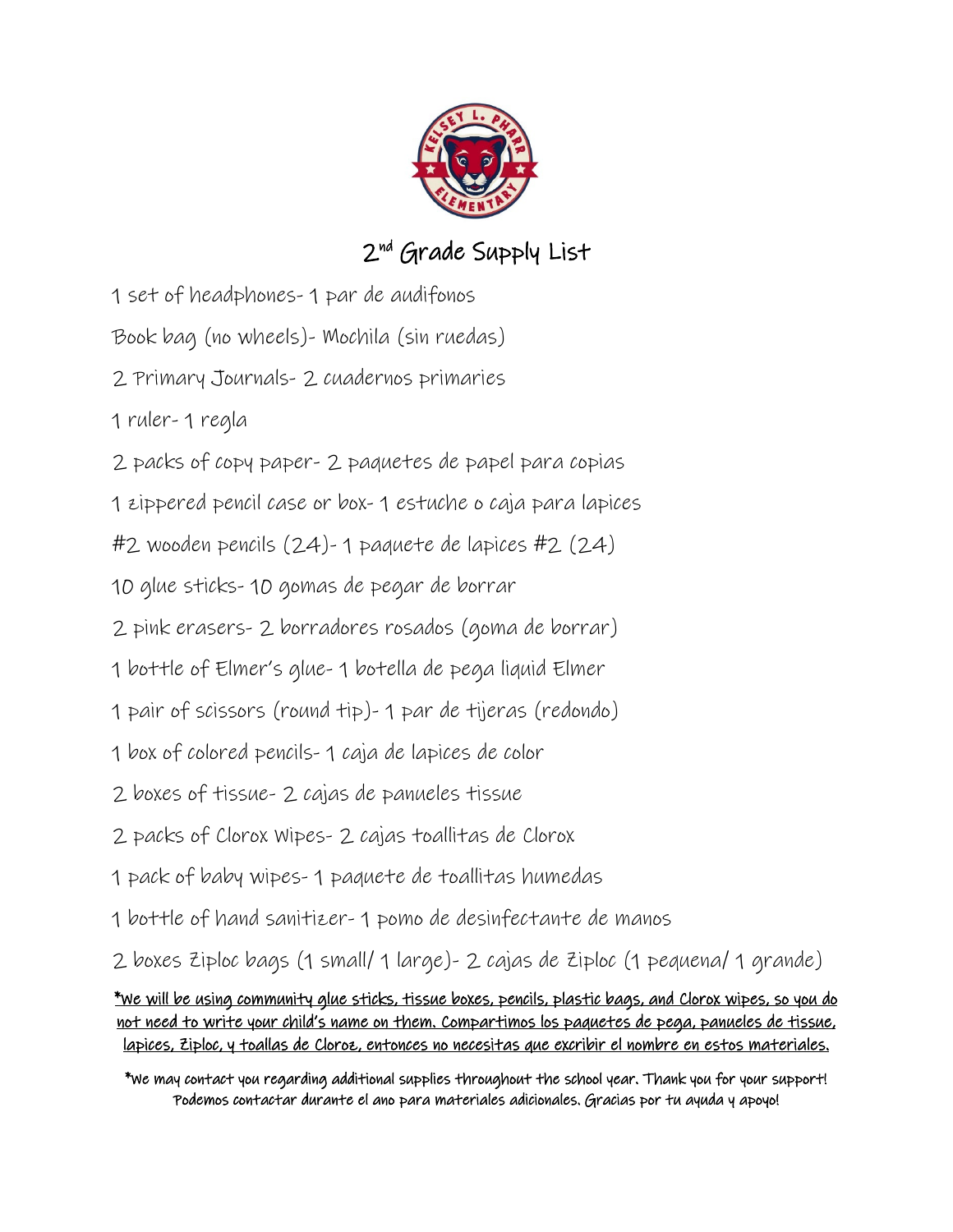# 2nd Grade Supply List

1 set of headphones- 1 par de audifonos

Book bag (no wheels)- Mochila (sin ruedas)

2 Primary Journals- 2 cuadernos primaries

1 ruler- 1 regla

2 packs of copy paper- 2 paquetes de papel para copias

1 zippered pencil case or box- 1 estuche o caja para lapices

#2 wooden pencils (24)- 1 paquete de lapices #2 (24)

10 glue sticks- 10 gomas de pegar de borrar

2 pink erasers- 2 borradores rosados (goma de borrar)

1 bottle of Elmer's glue- 1 botella de pega liquid Elmer

1 pair of scissors (round tip)- 1 par de tijeras (redondo)

1 box of colored pencils- 1 caja de lapices de color

2 boxes of tissue- 2 cajas de panueles tissue

2 packs of Clorox Wipes- 2 cajas toallitas de Clorox

1 pack of baby wipes- 1 paquete de toallitas humedas

1 bottle of hand sanitizer- 1 pomo de desinfectante de manos

2 boxes Ziploc bags (1 small/ 1 large)- 2 cajas de Ziploc (1 pequena/ 1 grande)

*We will be using community glue sticks, tissue boxes, pencils, plastic bags, and Clorox wipes, so you do not need to write your child's name on them. Compartimos los paquetes de pega, panueles de tissue, lapices, Ziploc, y toallas de Cloroz, entonces no necesitas que excribir el nombre en estos materiales.

*We may contact you regarding additional supplies throughout the school year. Thank you for your support! Podemos contactar durante el ano para materiales adicionales. Gracias por tu ayuda y apoyo!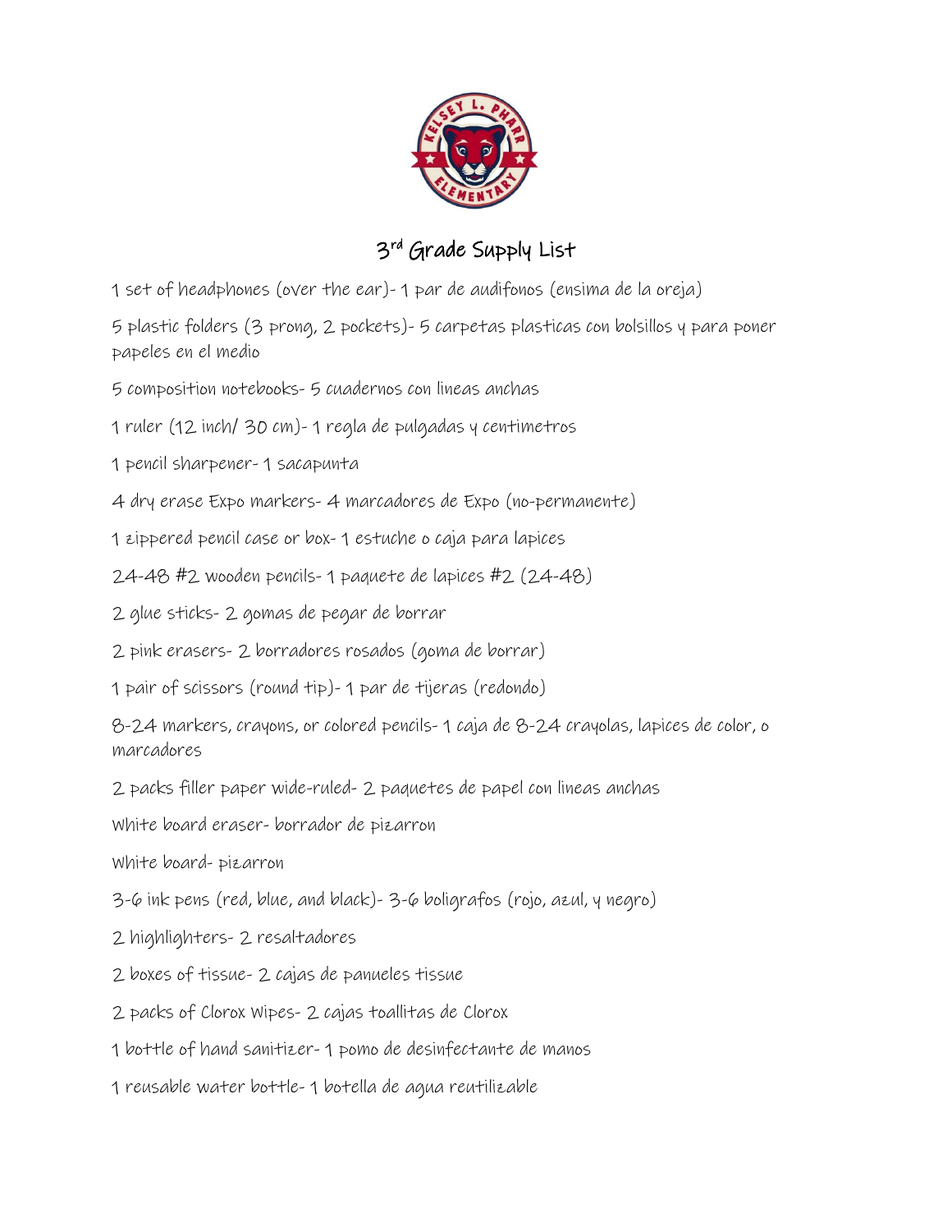# 3rd Grade Supply List

1 set of headphones (over the ear)- 1 par de audifonos (ensima de la oreja)

5 plastic folders (3 prong, 2 pockets)- 5 carpetas plasticas con bolsillos y para poner papeles en el medio

5 composition notebooks- 5 cuadernos con lineas anchas

1 ruler (12 inch/ 30 cm)- 1 regla de pulgadas y centimetros

1 pencil sharpener- 1 sacapunta

4 dry erase Expo markers- 4 marcadores de Expo (no-permanente)

1 zippered pencil case or box- 1 estuche o caja para lapices

24-48 #2 wooden pencils- 1 paquete de lapices #2 (24-48)

2 glue sticks- 2 gomas de pegar de borrar

2 pink erasers- 2 borradores rosados (goma de borrar)

1 pair of scissors (round tip)- 1 par de tijeras (redondo)

8-24 markers, crayons, or colored pencils- 1 caja de 8-24 crayolas, lapices de color, o marcadores

2 packs filler paper wide-ruled- 2 paquetes de papel con lineas anchas

White board eraser- borrador de pizarron

White board- pizarron

3-6 ink pens (red, blue, and black)- 3-6 boligrafos (rojo, azul, y negro)

2 highlighters- 2 resaltadores

2 boxes of tissue- 2 cajas de panueles tissue

2 packs of Clorox Wipes- 2 cajas toallitas de Clorox

1 bottle of hand sanitizer- 1 pomo de desinfectante de manos

1 reusable water bottle- 1 botella de agua reutilizable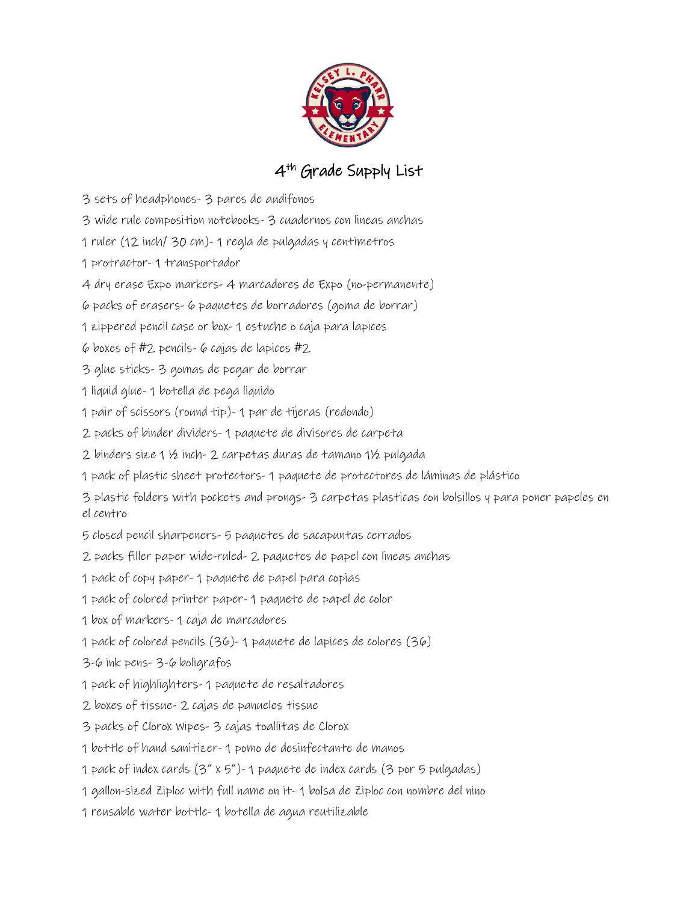# 4th Grade Supply List

3 sets of headphones- 3 pares de audifonos

3 wide rule composition notebooks- 3 cuadernos con lineas anchas

1 ruler (12 inch/ 30 cm)- 1 regla de pulgadas y centimetros

1 protractor- 1 transportador

4 dry erase Expo markers- 4 marcadores de Expo (no-permanente)

6 packs of erasers- 6 paquetes de borradores (goma de borrar)

1 zippered pencil case or box- 1 estuche o caja para lapices

6 boxes of #2 pencils- 6 cajas de lapices #2

3 glue sticks- 3 gomas de pegar de borrar

1 liquid glue- 1 botella de pega liquido

1 pair of scissors (round tip)- 1 par de tijeras (redondo)

2 packs of binder dividers- 1 paquete de divisores de carpeta

2 binders size 1 ½ inch- 2 carpetas duras de tamano 1½ pulgada

1 pack of plastic sheet protectors- 1 paquete de protectores de láminas de plástico

3 plastic folders with pockets and prongs- 3 carpetas plasticas con bolsillos y para poner papeles en el centro

5 closed pencil sharpeners- 5 paquetes de sacapuntas cerrados

2 packs filler paper wide-ruled- 2 paquetes de papel con lineas anchas

1 pack of copy paper- 1 paquete de papel para copias

1 pack of colored printer paper- 1 paquete de papel de color

1 box of markers- 1 caja de marcadores

1 pack of colored pencils (36)- 1 paquete de lapices de colores (36)

3-6 ink pens- 3-6 boligrafos

1 pack of highlighters- 1 paquete de resaltadores

2 boxes of tissue- 2 cajas de panueles tissue

3 packs of Clorox Wipes- 3 cajas toallitas de Clorox

1 bottle of hand sanitizer- 1 pomo de desinfectante de manos

1 pack of index cards (3" x 5")- 1 paquete de index cards (3 por 5 pulgadas)

1 gallon-sized Ziploc with full name on it- 1 bolsa de Ziploc con nombre del nino

1 reusable water bottle- 1 botella de agua reutilizable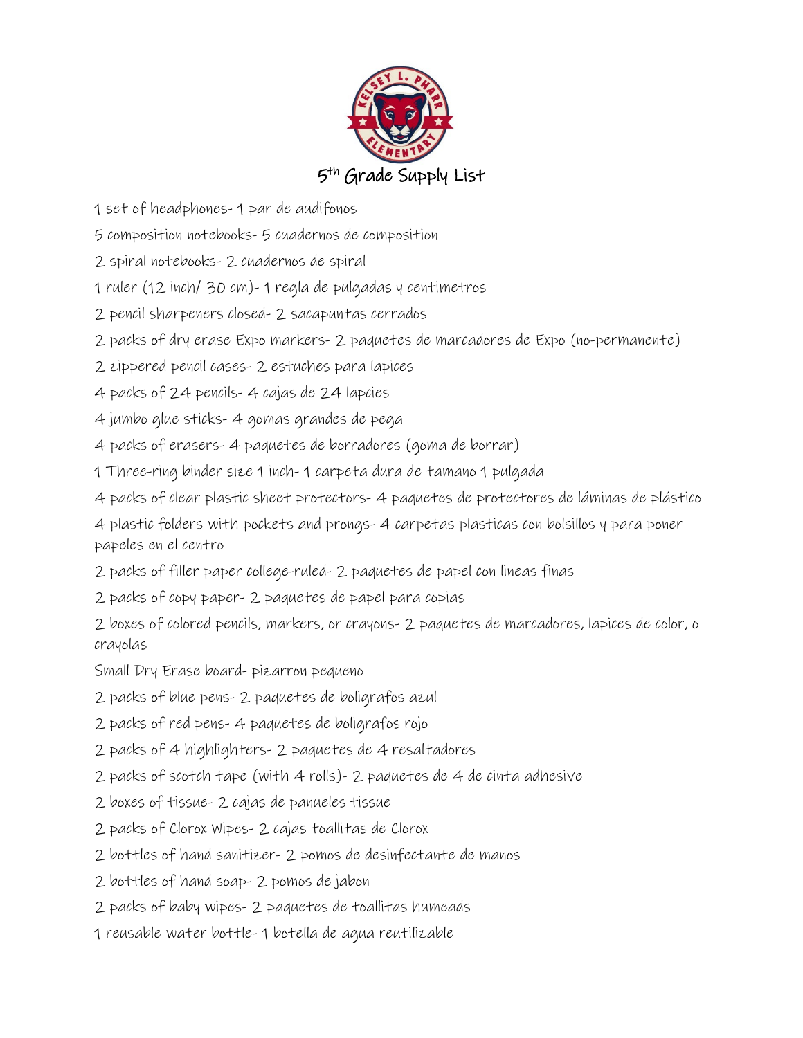# 5th Grade Supply List

1 set of headphones- 1 par de audifonos

5 composition notebooks- 5 cuadernos de composition

2 spiral notebooks- 2 cuadernos de spiral

1 ruler (12 inch/ 30 cm)- 1 regla de pulgadas y centimetros

2 pencil sharpeners closed- 2 sacapuntas cerrados

2 packs of dry erase Expo markers- 2 paquetes de marcadores de Expo (no-permanente)

2 zippered pencil cases- 2 estuches para lapices

4 packs of 24 pencils- 4 cajas de 24 lapcies

4 jumbo glue sticks- 4 gomas grandes de pega

4 packs of erasers- 4 paquetes de borradores (goma de borrar)

1 Three-ring binder size 1 inch- 1 carpeta dura de tamano 1 pulgada

4 packs of clear plastic sheet protectors- 4 paquetes de protectores de láminas de plástico

4 plastic folders with pockets and prongs- 4 carpetas plasticas con bolsillos y para poner papeles en el centro

2 packs of filler paper college-ruled- 2 paquetes de papel con lineas finas

2 packs of copy paper- 2 paquetes de papel para copias

2 boxes of colored pencils, markers, or crayons- 2 paquetes de marcadores, lapices de color, o crayolas

Small Dry Erase board- pizarron pequeno

2 packs of blue pens- 2 paquetes de boligrafos azul

2 packs of red pens- 4 paquetes de boligrafos rojo

2 packs of 4 highlighters- 2 paquetes de 4 resaltadores

2 packs of scotch tape (with 4 rolls)- 2 paquetes de 4 de cinta adhesive

2 boxes of tissue- 2 cajas de panueles tissue

2 packs of Clorox Wipes- 2 cajas toallitas de Clorox

2 bottles of hand sanitizer- 2 pomos de desinfectante de manos

2 bottles of hand soap- 2 pomos de jabon

2 packs of baby wipes- 2 paquetes de toallitas humeads

1 reusable water bottle- 1 botella de agua reutilizable